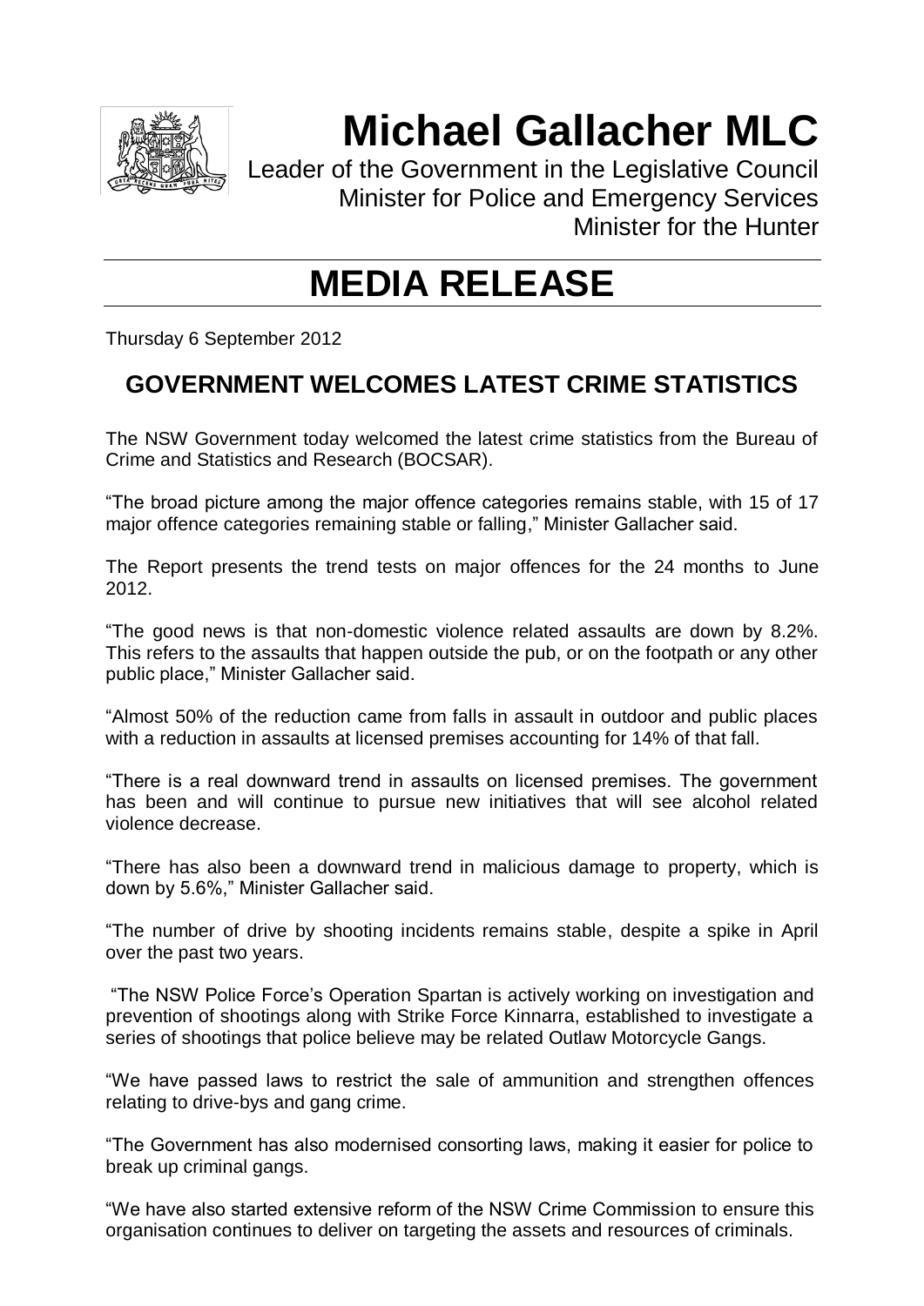# Michael Gallacher MLC

Leader of the Government in the Legislative Council
Minister for Police and Emergency Services
Minister for the Hunter

# MEDIA RELEASE

Thursday 6 September 2012

## GOVERNMENT WELCOMES LATEST CRIME STATISTICS

The NSW Government today welcomed the latest crime statistics from the Bureau of Crime and Statistics and Research (BOCSAR).

"The broad picture among the major offence categories remains stable, with 15 of 17 major offence categories remaining stable or falling," Minister Gallacher said.

The Report presents the trend tests on major offences for the 24 months to June 2012.

"The good news is that non-domestic violence related assaults are down by 8.2%. This refers to the assaults that happen outside the pub, or on the footpath or any other public place," Minister Gallacher said.

"Almost 50% of the reduction came from falls in assault in outdoor and public places with a reduction in assaults at licensed premises accounting for 14% of that fall.

"There is a real downward trend in assaults on licensed premises. The government has been and will continue to pursue new initiatives that will see alcohol related violence decrease.

"There has also been a downward trend in malicious damage to property, which is down by 5.6%," Minister Gallacher said.

"The number of drive by shooting incidents remains stable, despite a spike in April over the past two years.

"The NSW Police Force's Operation Spartan is actively working on investigation and prevention of shootings along with Strike Force Kinnarra, established to investigate a series of shootings that police believe may be related Outlaw Motorcycle Gangs.

"We have passed laws to restrict the sale of ammunition and strengthen offences relating to drive-bys and gang crime.

"The Government has also modernised consorting laws, making it easier for police to break up criminal gangs.

"We have also started extensive reform of the NSW Crime Commission to ensure this organisation continues to deliver on targeting the assets and resources of criminals.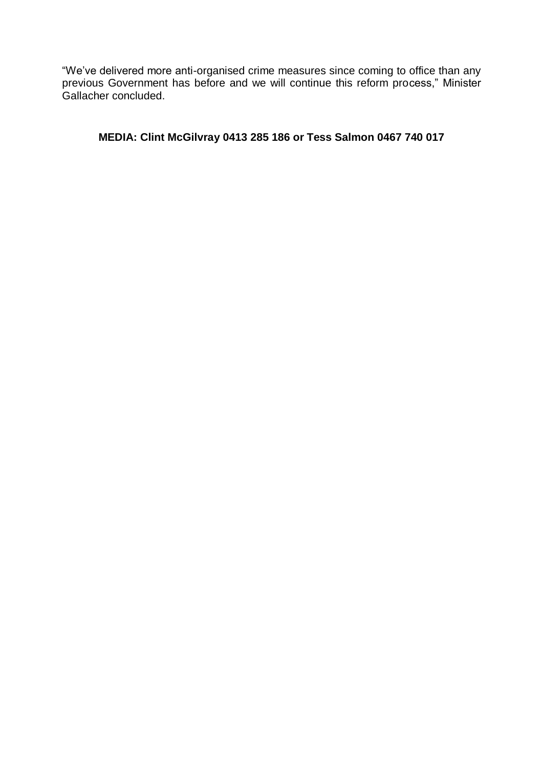"We've delivered more anti-organised crime measures since coming to office than any previous Government has before and we will continue this reform process," Minister Gallacher concluded.

**MEDIA: Clint McGilvray 0413 285 186 or Tess Salmon 0467 740 017**